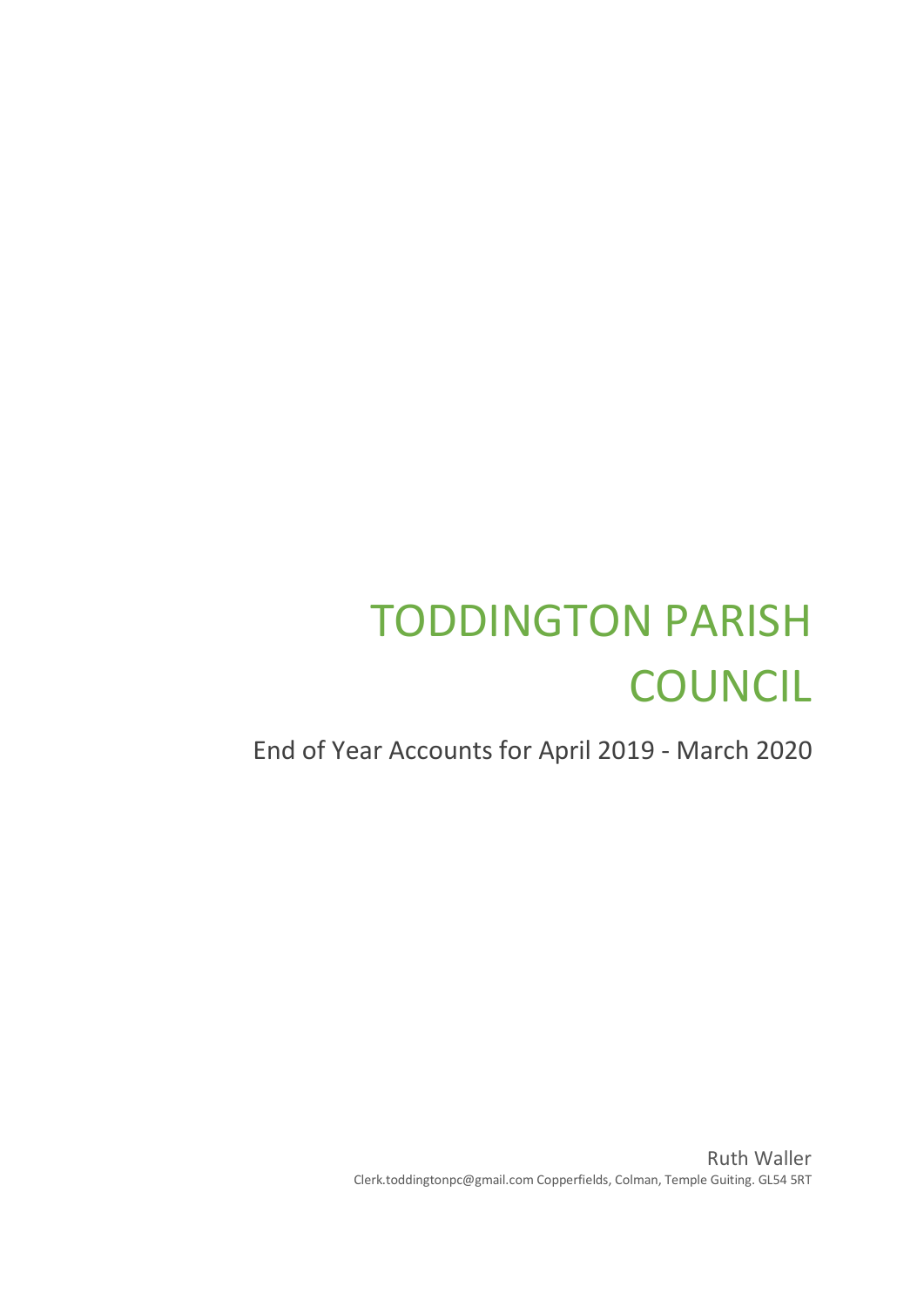# TODDINGTON PARISH COUNCIL

End of Year Accounts for April 2019 - March 2020

Ruth Waller

Clerk.toddingtonpc@gmail.com Copperfields, Colman, Temple Guiting. GL54 5RT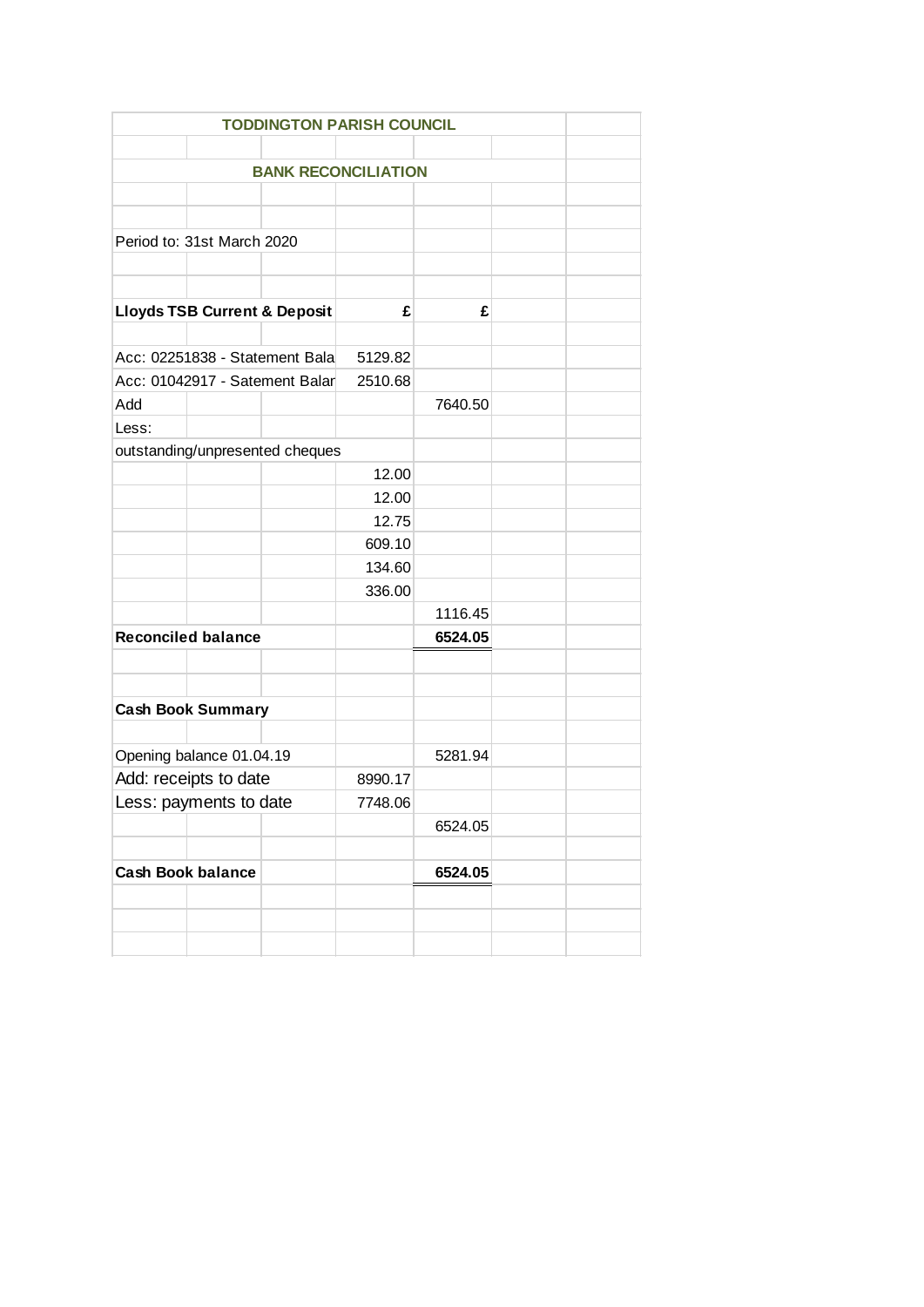# TODDINGTON PARISH COUNCIL

## BANK RECONCILIATION

Period to: 31st March 2020

| Lloyds TSB Current & Deposit | £ | £ |
|---|---|---|
| Acc: 02251838 - Statement Bala | 5129.82 | |
| Acc: 01042917 - Satement Balar | 2510.68 | |
| Add | | 7640.50 |
| Less: | | |
| outstanding/unpresented cheques | | |
| | 12.00 | |
| | 12.00 | |
| | 12.75 | |
| | 609.10 | |
| | 134.60 | |
| | 336.00 | |
| | | 1116.45 |
| **Reconciled balance** | | **6524.05** |

| **Cash Book Summary** | | |
|---|---|---|
| Opening balance 01.04.19 | | 5281.94 |
| Add: receipts to date | 8990.17 | |
| Less: payments to date | 7748.06 | |
| | | 6524.05 |
| **Cash Book balance** | | **6524.05** |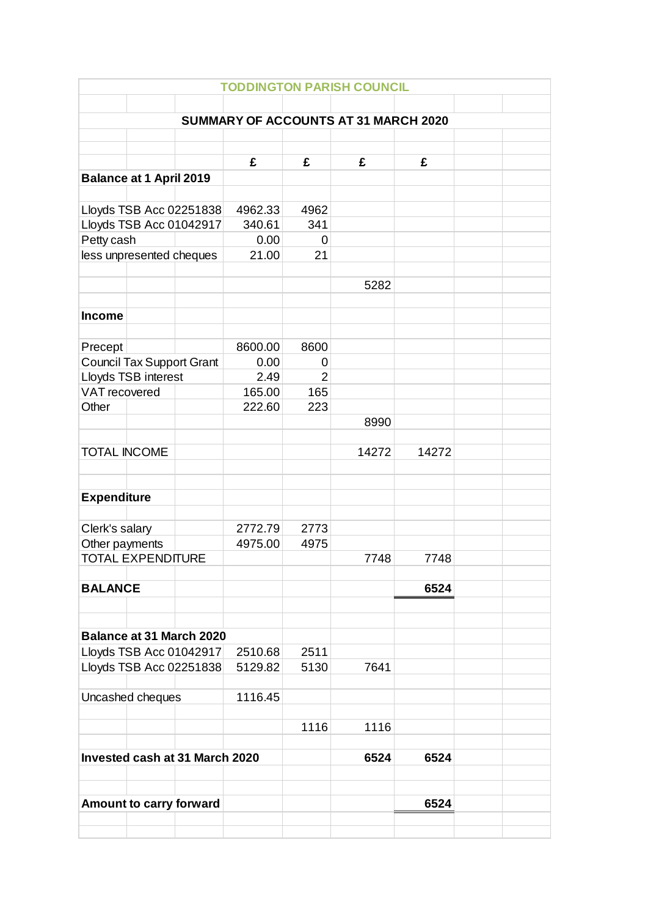# TODDINGTON PARISH COUNCIL

## SUMMARY OF ACCOUNTS AT 31 MARCH 2020

| | £ | £ | £ | £ |
|---|---|---|---|---|
| **Balance at 1 April 2019** | | | | |
| Lloyds TSB Acc 02251838 | 4962.33 | 4962 | | |
| Lloyds TSB Acc 01042917 | 340.61 | 341 | | |
| Petty cash | 0.00 | 0 | | |
| less unpresented cheques | 21.00 | 21 | | |
| | | | 5282 | |
| **Income** | | | | |
| Precept | 8600.00 | 8600 | | |
| Council Tax Support Grant | 0.00 | 0 | | |
| Lloyds TSB interest | 2.49 | 2 | | |
| VAT recovered | 165.00 | 165 | | |
| Other | 222.60 | 223 | | |
| | | | 8990 | |
| TOTAL INCOME | | | 14272 | 14272 |
| **Expenditure** | | | | |
| Clerk's salary | 2772.79 | 2773 | | |
| Other payments | 4975.00 | 4975 | | |
| TOTAL EXPENDITURE | | | 7748 | 7748 |
| **BALANCE** | | | | **6524** |
| **Balance at 31 March 2020** | | | | |
| Lloyds TSB Acc 01042917 | 2510.68 | 2511 | | |
| Lloyds TSB Acc 02251838 | 5129.82 | 5130 | 7641 | |
| Uncashed cheques | 1116.45 | | | |
| | | 1116 | 1116 | |
| **Invested cash at 31 March 2020** | | | **6524** | **6524** |
| **Amount to carry forward** | | | | **6524** |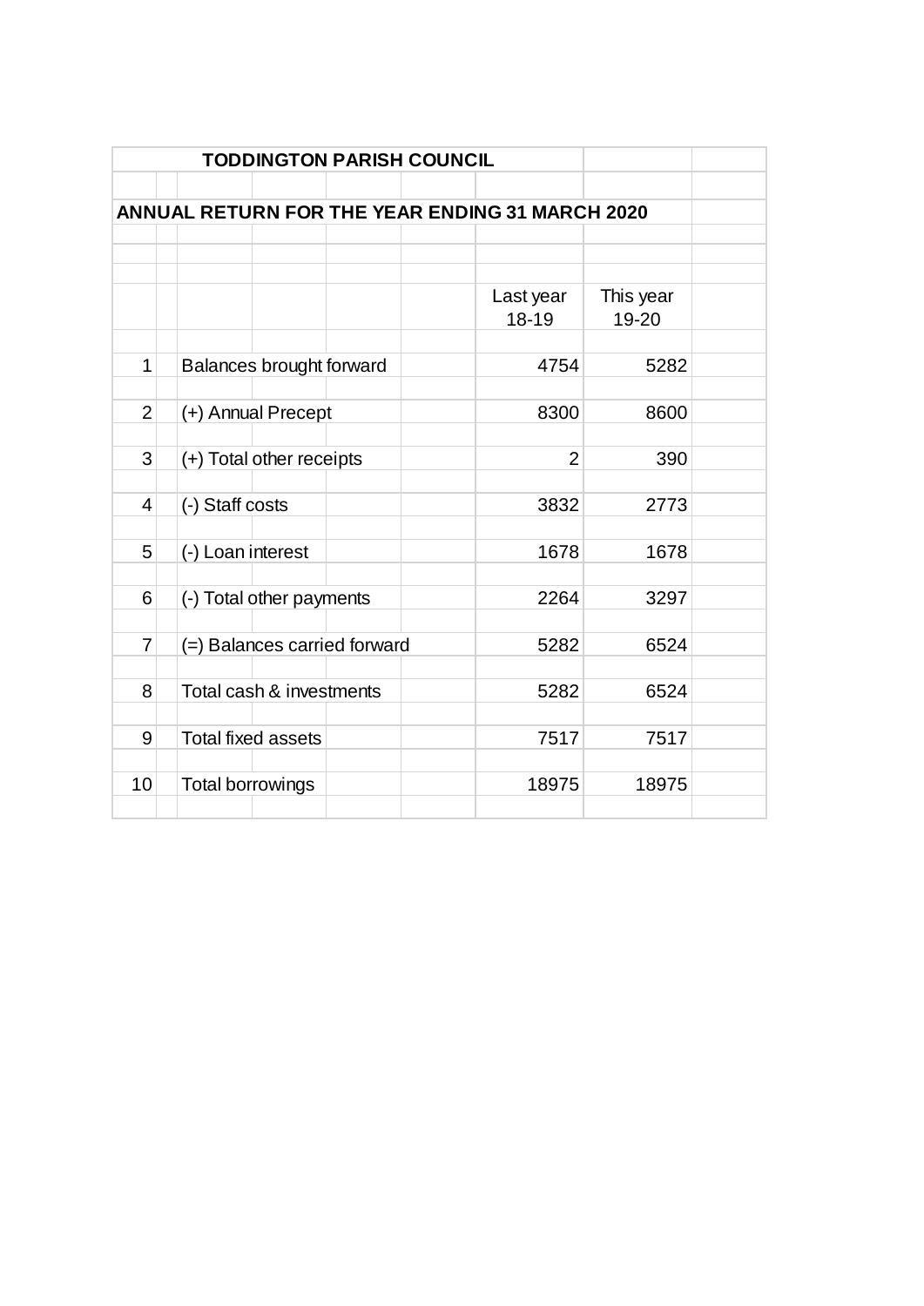**TODDINGTON PARISH COUNCIL**

**ANNUAL RETURN FOR THE YEAR ENDING 31 MARCH 2020**

| | | Last year 18-19 | This year 19-20 |
|---|---|---|---|
| 1 | Balances brought forward | 4754 | 5282 |
| 2 | (+) Annual Precept | 8300 | 8600 |
| 3 | (+) Total other receipts | 2 | 390 |
| 4 | (-) Staff costs | 3832 | 2773 |
| 5 | (-) Loan interest | 1678 | 1678 |
| 6 | (-) Total other payments | 2264 | 3297 |
| 7 | (=) Balances carried forward | 5282 | 6524 |
| 8 | Total cash & investments | 5282 | 6524 |
| 9 | Total fixed assets | 7517 | 7517 |
| 10 | Total borrowings | 18975 | 18975 |